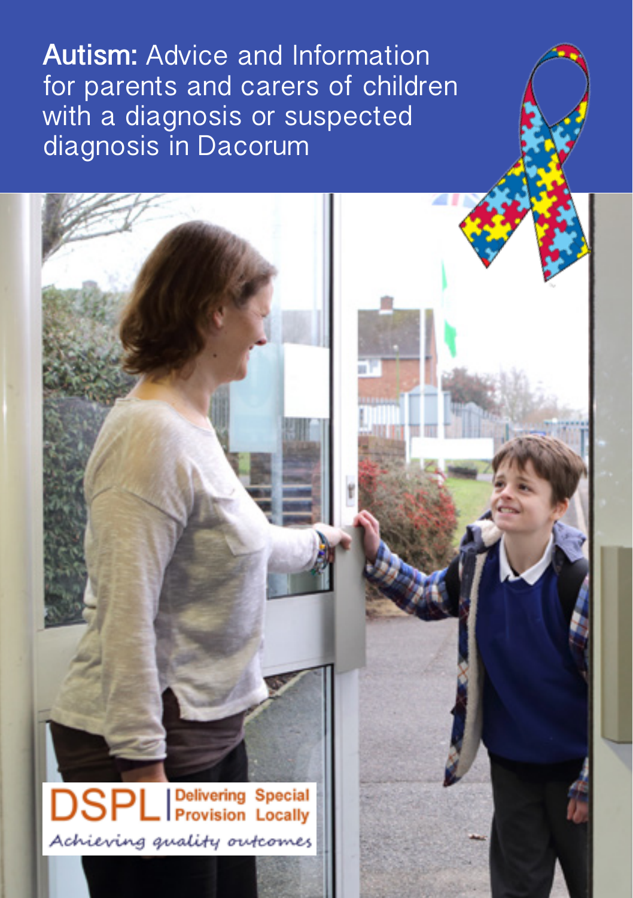# **Autism:** Advice and Information for parents and carers of children with a diagnosis or suspected diagnosis in Dacorum

DSPL | Delivering Special Provision Locally

*Achieving quality outcomes*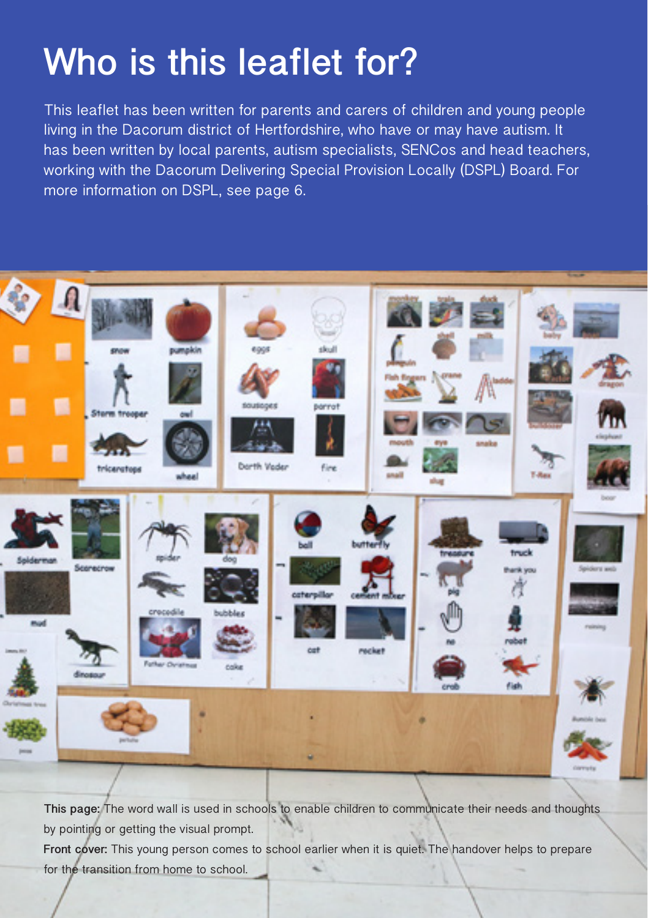# Who is this leaflet for?

This leaflet has been written for parents and carers of children and young people living in the Dacorum district of Hertfordshire, who have or may have autism. It has been written by local parents, autism specialists, SENCos and head teachers, working with the Dacorum Delivering Special Provision Locally (DSPL) Board. For more information on DSPL, see page 6.

**This page:** The word wall is used in schools to enable children to communicate their needs and thoughts by pointing or getting the visual prompt.

**Front cover:** This young person comes to school earlier when it is quiet. The handover helps to prepare for the transition from home to school.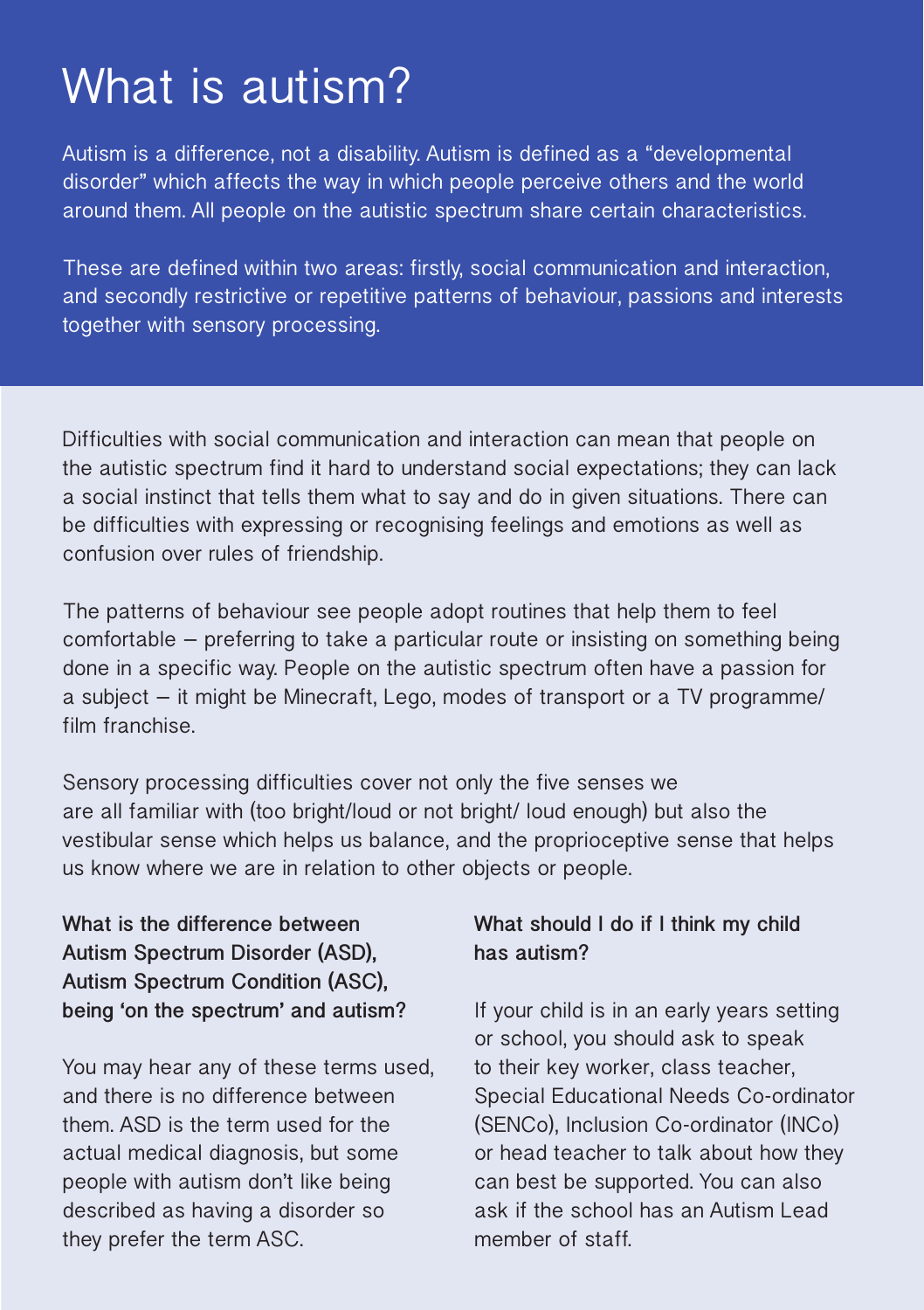# What is autism?

Autism is a difference, not a disability. Autism is defined as a "developmental disorder" which affects the way in which people perceive others and the world around them. All people on the autistic spectrum share certain characteristics.

These are defined within two areas: firstly, social communication and interaction, and secondly restrictive or repetitive patterns of behaviour, passions and interests together with sensory processing.

Difficulties with social communication and interaction can mean that people on the autistic spectrum find it hard to understand social expectations; they can lack a social instinct that tells them what to say and do in given situations. There can be difficulties with expressing or recognising feelings and emotions as well as confusion over rules of friendship.

The patterns of behaviour see people adopt routines that help them to feel comfortable – preferring to take a particular route or insisting on something being done in a specific way. People on the autistic spectrum often have a passion for a subject – it might be Minecraft, Lego, modes of transport or a TV programme/ film franchise.

Sensory processing difficulties cover not only the five senses we are all familiar with (too bright/loud or not bright/ loud enough) but also the vestibular sense which helps us balance, and the proprioceptive sense that helps us know where we are in relation to other objects or people.

**What is the difference between Autism Spectrum Disorder (ASD), Autism Spectrum Condition (ASC), being 'on the spectrum' and autism?**

You may hear any of these terms used, and there is no difference between them. ASD is the term used for the actual medical diagnosis, but some people with autism don't like being described as having a disorder so they prefer the term ASC.

**What should I do if I think my child has autism?**

If your child is in an early years setting or school, you should ask to speak to their key worker, class teacher, Special Educational Needs Co-ordinator (SENCo), Inclusion Co-ordinator (INCo) or head teacher to talk about how they can best be supported. You can also ask if the school has an Autism Lead member of staff.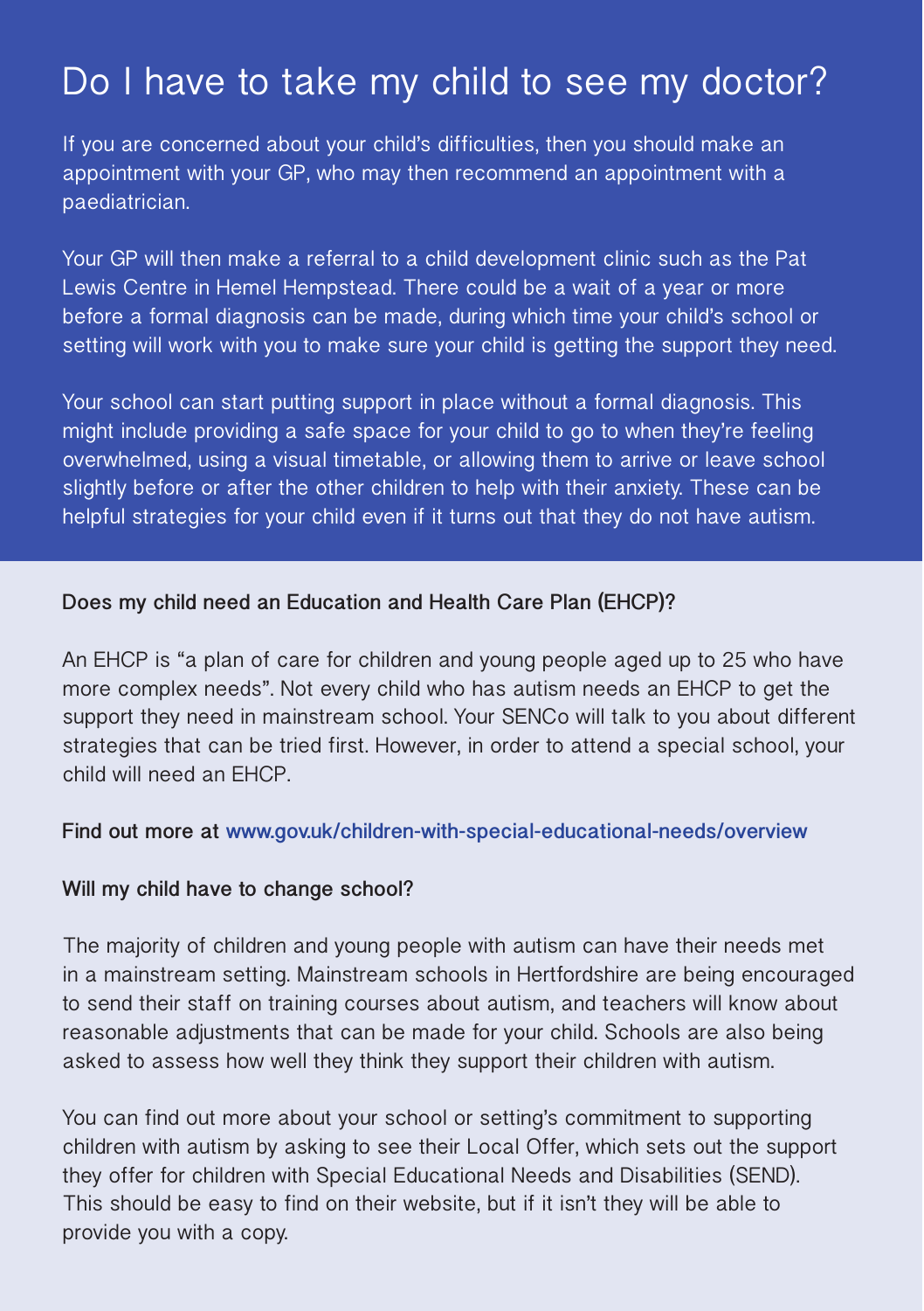# Do I have to take my child to see my doctor?

If you are concerned about your child's difficulties, then you should make an appointment with your GP, who may then recommend an appointment with a paediatrician.

Your GP will then make a referral to a child development clinic such as the Pat Lewis Centre in Hemel Hempstead. There could be a wait of a year or more before a formal diagnosis can be made, during which time your child's school or setting will work with you to make sure your child is getting the support they need.

Your school can start putting support in place without a formal diagnosis. This might include providing a safe space for your child to go to when they're feeling overwhelmed, using a visual timetable, or allowing them to arrive or leave school slightly before or after the other children to help with their anxiety. These can be helpful strategies for your child even if it turns out that they do not have autism.

**Does my child need an Education and Health Care Plan (EHCP)?**

An EHCP is "a plan of care for children and young people aged up to 25 who have more complex needs". Not every child who has autism needs an EHCP to get the support they need in mainstream school. Your SENCo will talk to you about different strategies that can be tried first. However, in order to attend a special school, your child will need an EHCP.

**Find out more at www.gov.uk/children-with-special-educational-needs/overview**

**Will my child have to change school?**

The majority of children and young people with autism can have their needs met in a mainstream setting. Mainstream schools in Hertfordshire are being encouraged to send their staff on training courses about autism, and teachers will know about reasonable adjustments that can be made for your child. Schools are also being asked to assess how well they think they support their children with autism.

You can find out more about your school or setting's commitment to supporting children with autism by asking to see their Local Offer, which sets out the support they offer for children with Special Educational Needs and Disabilities (SEND). This should be easy to find on their website, but if it isn't they will be able to provide you with a copy.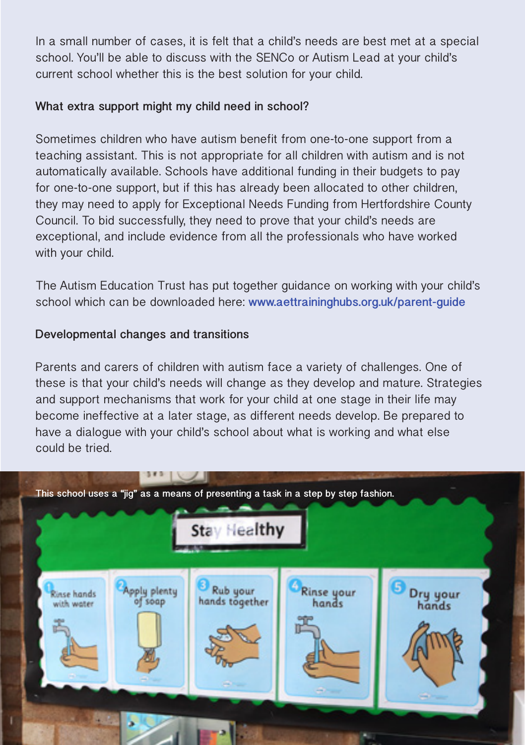In a small number of cases, it is felt that a child's needs are best met at a special school. You'll be able to discuss with the SENCo or Autism Lead at your child's current school whether this is the best solution for your child.

### What extra support might my child need in school?

Sometimes children who have autism benefit from one-to-one support from a teaching assistant. This is not appropriate for all children with autism and is not automatically available. Schools have additional funding in their budgets to pay for one-to-one support, but if this has already been allocated to other children, they may need to apply for Exceptional Needs Funding from Hertfordshire County Council. To bid successfully, they need to prove that your child's needs are exceptional, and include evidence from all the professionals who have worked with your child.

The Autism Education Trust has put together guidance on working with your child's school which can be downloaded here: www.aettraininghubs.org.uk/parent-guide

### Developmental changes and transitions

Parents and carers of children with autism face a variety of challenges. One of these is that your child's needs will change as they develop and mature. Strategies and support mechanisms that work for your child at one stage in their life may become ineffective at a later stage, as different needs develop. Be prepared to have a dialogue with your child's school about what is working and what else could be tried.

This school uses a "jig" as a means of presenting a task in a step by step fashion.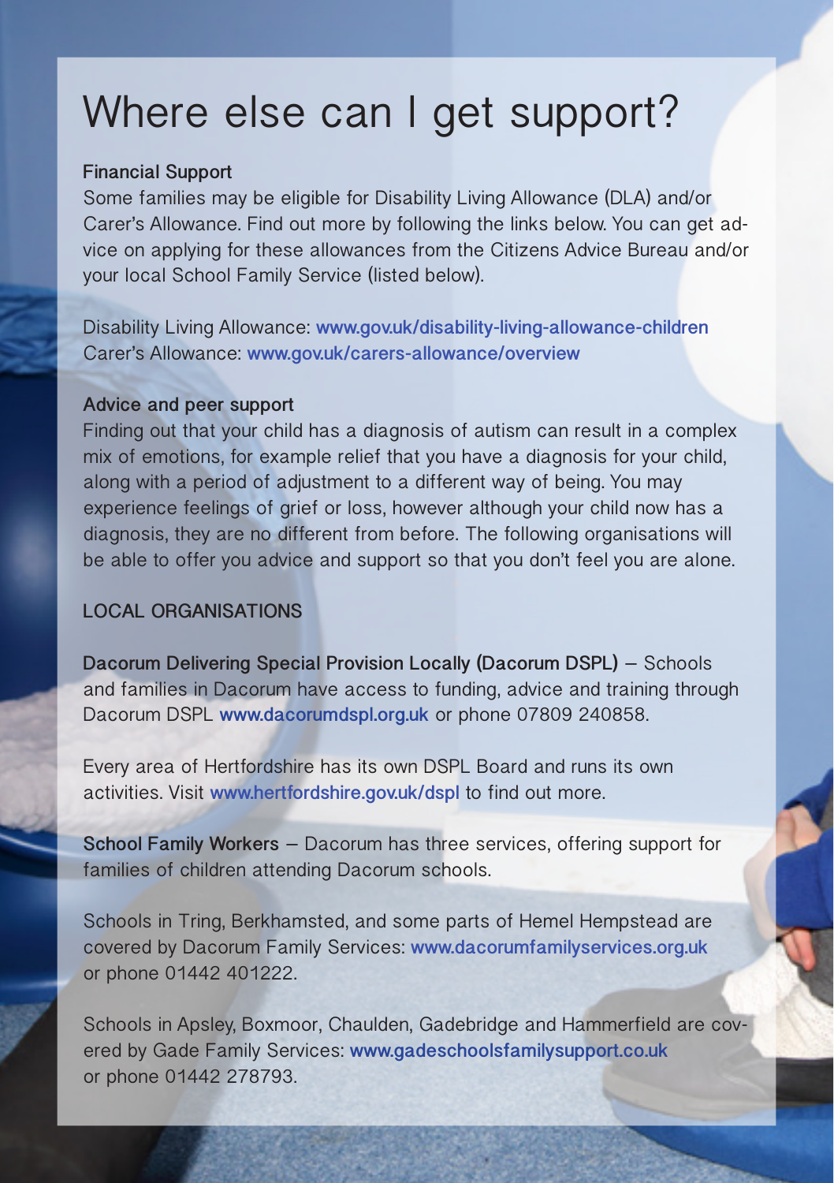# Where else can I get support?

**Financial Support**

Some families may be eligible for Disability Living Allowance (DLA) and/or Carer's Allowance. Find out more by following the links below. You can get advice on applying for these allowances from the Citizens Advice Bureau and/or your local School Family Service (listed below).

Disability Living Allowance: **www.gov.uk/disability-living-allowance-children**
Carer's Allowance: **www.gov.uk/carers-allowance/overview**

**Advice and peer support**

Finding out that your child has a diagnosis of autism can result in a complex mix of emotions, for example relief that you have a diagnosis for your child, along with a period of adjustment to a different way of being. You may experience feelings of grief or loss, however although your child now has a diagnosis, they are no different from before. The following organisations will be able to offer you advice and support so that you don't feel you are alone.

## LOCAL ORGANISATIONS

**Dacorum Delivering Special Provision Locally (Dacorum DSPL)** – Schools and families in Dacorum have access to funding, advice and training through Dacorum DSPL **www.dacorumdspl.org.uk** or phone 07809 240858.

Every area of Hertfordshire has its own DSPL Board and runs its own activities. Visit **www.hertfordshire.gov.uk/dspl** to find out more.

**School Family Workers** – Dacorum has three services, offering support for families of children attending Dacorum schools.

Schools in Tring, Berkhamsted, and some parts of Hemel Hempstead are covered by Dacorum Family Services: **www.dacorumfamilyservices.org.uk** or phone 01442 401222.

Schools in Apsley, Boxmoor, Chaulden, Gadebridge and Hammerfield are covered by Gade Family Services: **www.gadeschoolsfamilysupport.co.uk** or phone 01442 278793.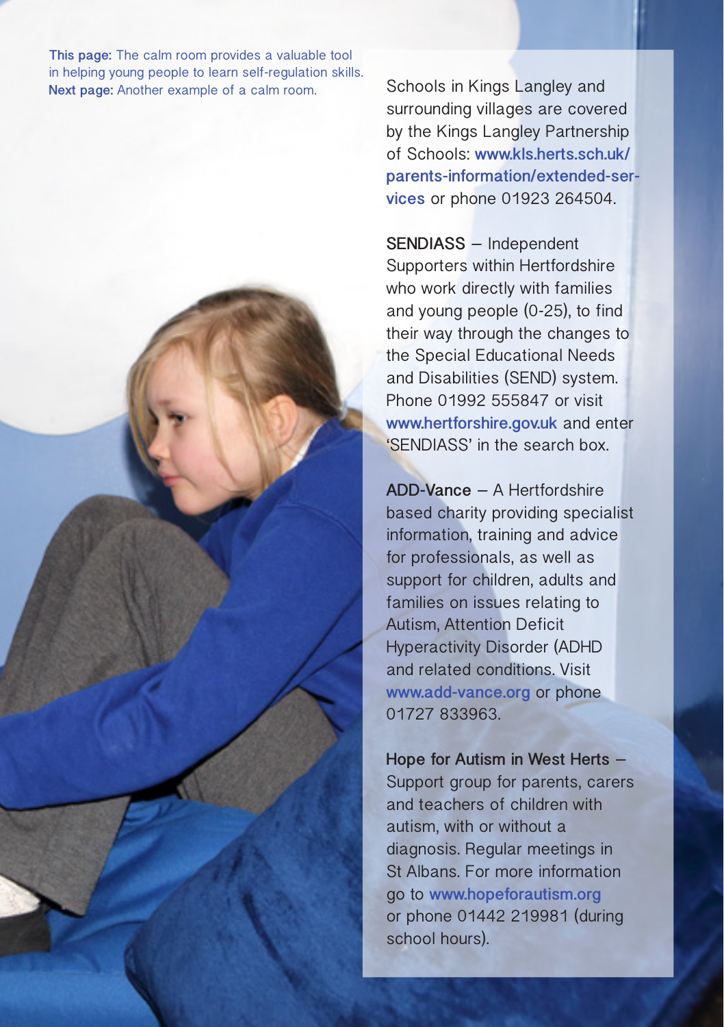**This page:** The calm room provides a valuable tool in helping young people to learn self-regulation skills.
**Next page:** Another example of a calm room.

Schools in Kings Langley and surrounding villages are covered by the Kings Langley Partnership of Schools: **www.kls.herts.sch.uk/parents-information/extended-services** or phone 01923 264504.

**SENDIASS** – Independent Supporters within Hertfordshire who work directly with families and young people (0-25), to find their way through the changes to the Special Educational Needs and Disabilities (SEND) system. Phone 01992 555847 or visit **www.hertforshire.gov.uk** and enter 'SENDIASS' in the search box.

**ADD-Vance** – A Hertfordshire based charity providing specialist information, training and advice for professionals, as well as support for children, adults and families on issues relating to Autism, Attention Deficit Hyperactivity Disorder (ADHD and related conditions. Visit **www.add-vance.org** or phone 01727 833963.

**Hope for Autism in West Herts** – Support group for parents, carers and teachers of children with autism, with or without a diagnosis. Regular meetings in St Albans. For more information go to **www.hopeforautism.org** or phone 01442 219981 (during school hours).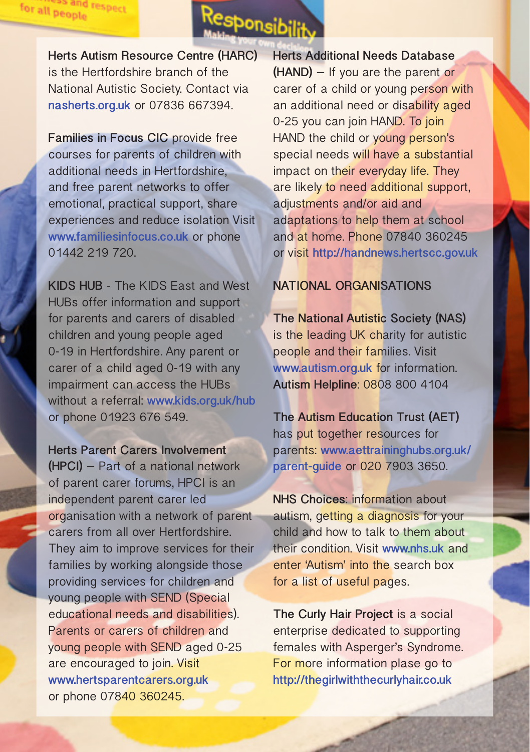**Herts Autism Resource Centre (HARC)** is the Hertfordshire branch of the National Autistic Society. Contact via nasherts.org.uk or 07836 667394.

**Families in Focus CIC** provide free courses for parents of children with additional needs in Hertfordshire, and free parent networks to offer emotional, practical support, share experiences and reduce isolation Visit www.familiesinfocus.co.uk or phone 01442 219 720.

**KIDS HUB** - The KIDS East and West HUBs offer information and support for parents and carers of disabled children and young people aged 0-19 in Hertfordshire. Any parent or carer of a child aged 0-19 with any impairment can access the HUBs without a referral: www.kids.org.uk/hub or phone 01923 676 549.

**Herts Parent Carers Involvement (HPCI)** – Part of a national network of parent carer forums, HPCI is an independent parent carer led organisation with a network of parent carers from all over Hertfordshire. They aim to improve services for their families by working alongside those providing services for children and young people with SEND (Special educational needs and disabilities). Parents or carers of children and young people with SEND aged 0-25 are encouraged to join. Visit www.hertsparentcarers.org.uk or phone 07840 360245.

**Herts Additional Needs Database (HAND)** – If you are the parent or carer of a child or young person with an additional need or disability aged 0-25 you can join HAND. To join HAND the child or young person's special needs will have a substantial impact on their everyday life. They are likely to need additional support, adjustments and/or aid and adaptations to help them at school and at home. Phone 07840 360245 or visit http://handnews.hertscc.gov.uk

## NATIONAL ORGANISATIONS

**The National Autistic Society (NAS)** is the leading UK charity for autistic people and their families. Visit www.autism.org.uk for information. **Autism Helpline**: 0808 800 4104

**The Autism Education Trust (AET)** has put together resources for parents: www.aettraininghubs.org.uk/parent-guide or 020 7903 3650.

**NHS Choices**: information about autism, getting a diagnosis for your child and how to talk to them about their condition. Visit www.nhs.uk and enter 'Autism' into the search box for a list of useful pages.

**The Curly Hair Project** is a social enterprise dedicated to supporting females with Asperger's Syndrome. For more information plase go to http://thegirlwiththecurlyhair.co.uk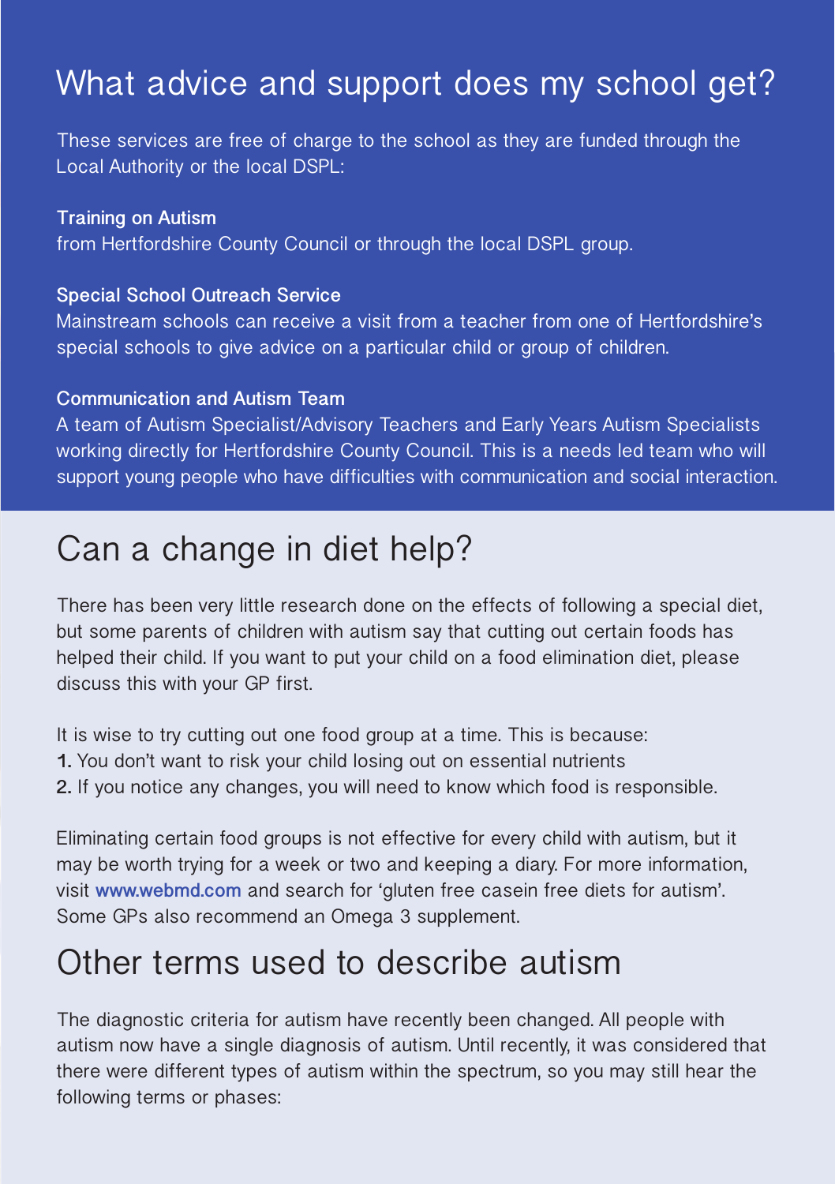## What advice and support does my school get?

These services are free of charge to the school as they are funded through the Local Authority or the local DSPL:

**Training on Autism**
from Hertfordshire County Council or through the local DSPL group.

**Special School Outreach Service**
Mainstream schools can receive a visit from a teacher from one of Hertfordshire's special schools to give advice on a particular child or group of children.

**Communication and Autism Team**
A team of Autism Specialist/Advisory Teachers and Early Years Autism Specialists working directly for Hertfordshire County Council. This is a needs led team who will support young people who have difficulties with communication and social interaction.

## Can a change in diet help?

There has been very little research done on the effects of following a special diet, but some parents of children with autism say that cutting out certain foods has helped their child. If you want to put your child on a food elimination diet, please discuss this with your GP first.

It is wise to try cutting out one food group at a time. This is because:

1. You don't want to risk your child losing out on essential nutrients
2. If you notice any changes, you will need to know which food is responsible.

Eliminating certain food groups is not effective for every child with autism, but it may be worth trying for a week or two and keeping a diary. For more information, visit **www.webmd.com** and search for 'gluten free casein free diets for autism'. Some GPs also recommend an Omega 3 supplement.

## Other terms used to describe autism

The diagnostic criteria for autism have recently been changed. All people with autism now have a single diagnosis of autism. Until recently, it was considered that there were different types of autism within the spectrum, so you may still hear the following terms or phases: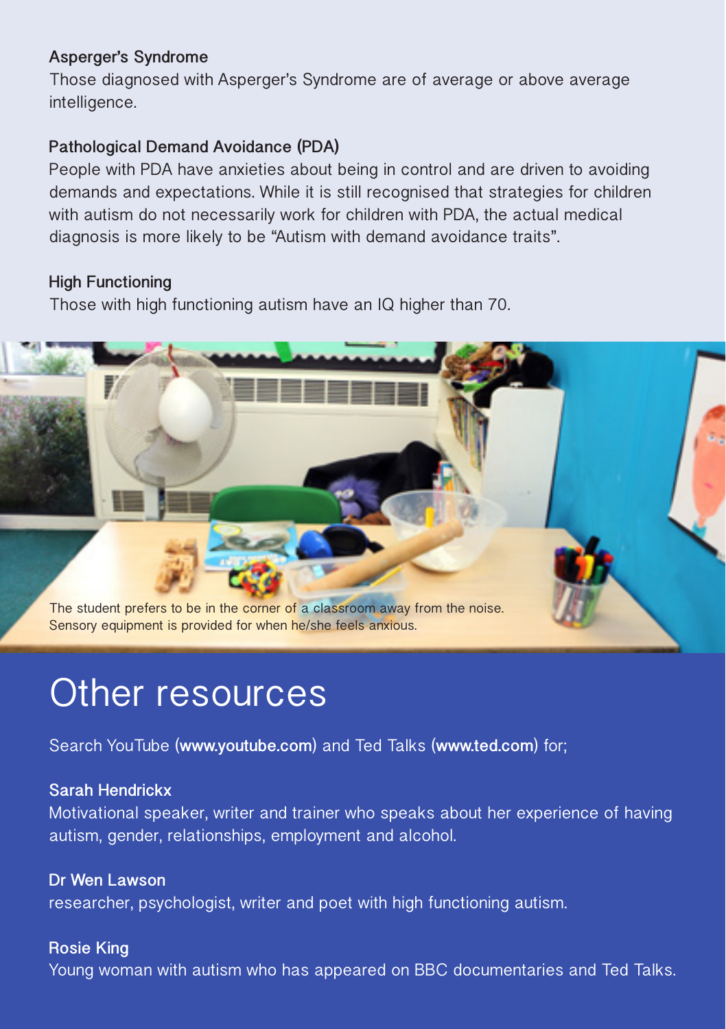**Asperger's Syndrome**

Those diagnosed with Asperger's Syndrome are of average or above average intelligence.

**Pathological Demand Avoidance (PDA)**

People with PDA have anxieties about being in control and are driven to avoiding demands and expectations. While it is still recognised that strategies for children with autism do not necessarily work for children with PDA, the actual medical diagnosis is more likely to be "Autism with demand avoidance traits".

**High Functioning**

Those with high functioning autism have an IQ higher than 70.

The student prefers to be in the corner of a classroom away from the noise. Sensory equipment is provided for when he/she feels anxious.

# Other resources

Search YouTube (**www.youtube.com**) and Ted Talks (**www.ted.com**) for;

**Sarah Hendrickx**

Motivational speaker, writer and trainer who speaks about her experience of having autism, gender, relationships, employment and alcohol.

**Dr Wen Lawson**

researcher, psychologist, writer and poet with high functioning autism.

**Rosie King**

Young woman with autism who has appeared on BBC documentaries and Ted Talks.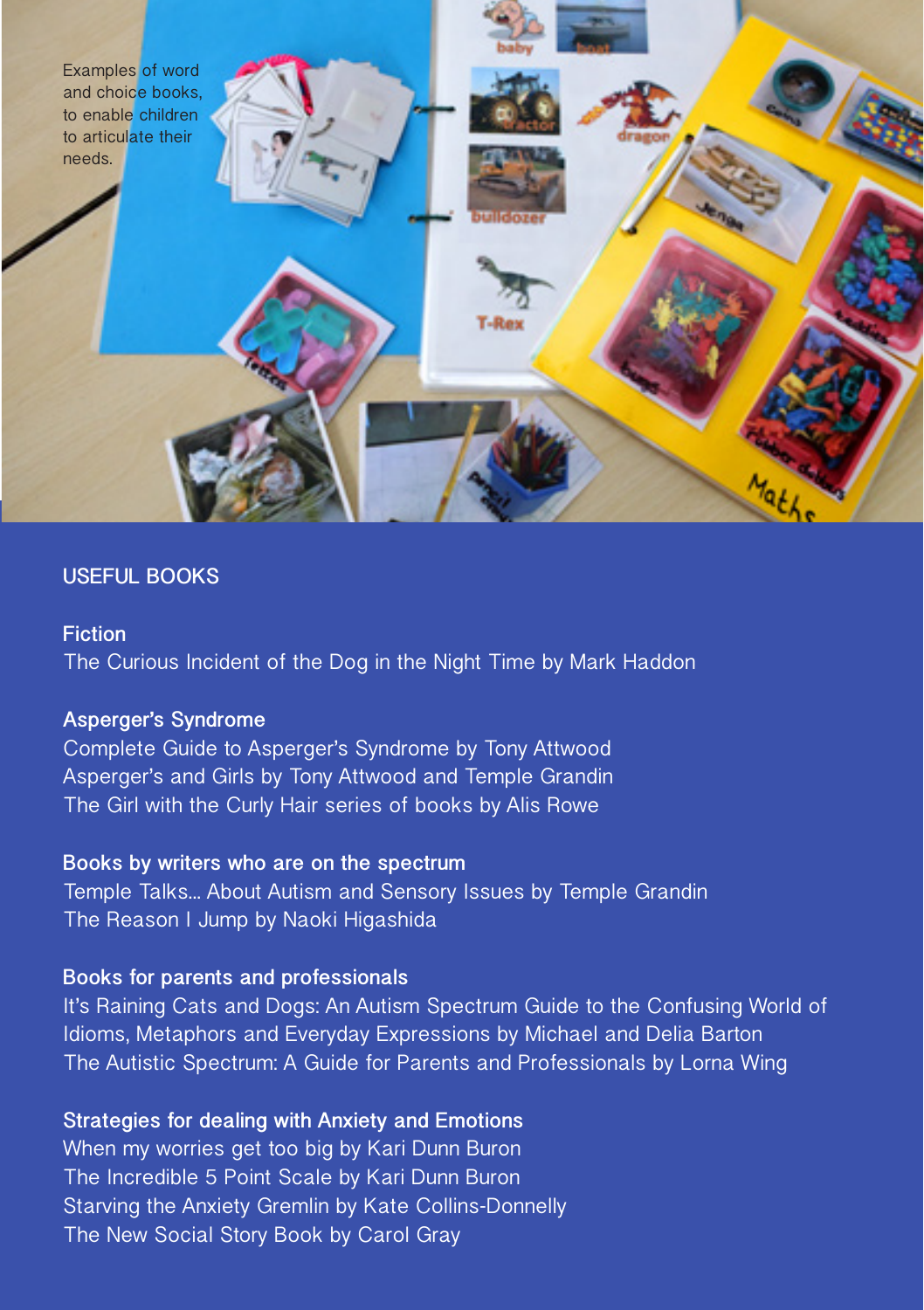Examples of word and choice books, to enable children to articulate their needs.

## USEFUL BOOKS

### Fiction

The Curious Incident of the Dog in the Night Time by Mark Haddon

### Asperger's Syndrome

Complete Guide to Asperger's Syndrome by Tony Attwood
Asperger's and Girls by Tony Attwood and Temple Grandin
The Girl with the Curly Hair series of books by Alis Rowe

### Books by writers who are on the spectrum

Temple Talks... About Autism and Sensory Issues by Temple Grandin
The Reason I Jump by Naoki Higashida

### Books for parents and professionals

It's Raining Cats and Dogs: An Autism Spectrum Guide to the Confusing World of Idioms, Metaphors and Everyday Expressions by Michael and Delia Barton
The Autistic Spectrum: A Guide for Parents and Professionals by Lorna Wing

### Strategies for dealing with Anxiety and Emotions

When my worries get too big by Kari Dunn Buron
The Incredible 5 Point Scale by Kari Dunn Buron
Starving the Anxiety Gremlin by Kate Collins-Donnelly
The New Social Story Book by Carol Gray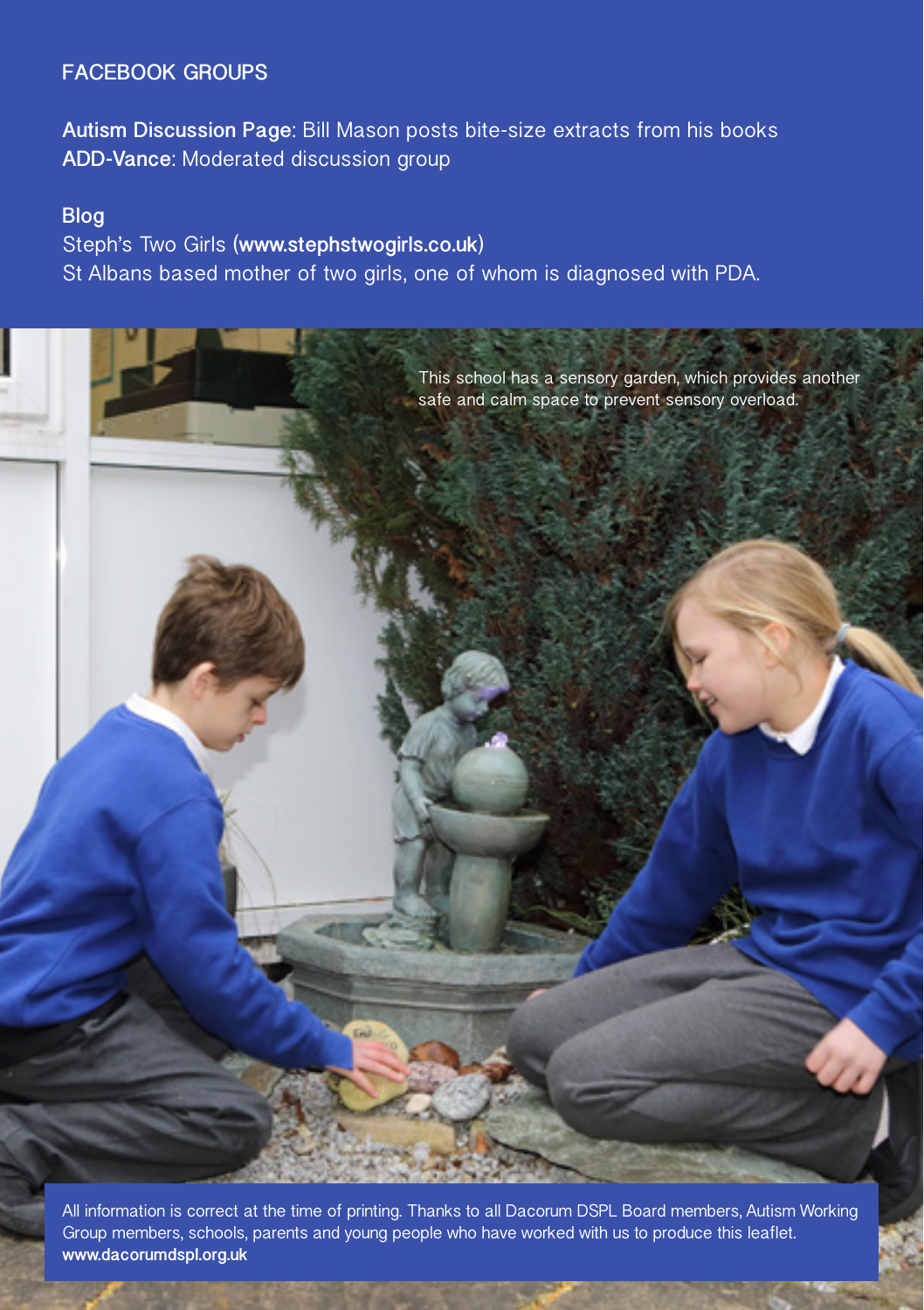## FACEBOOK GROUPS

**Autism Discussion Page**: Bill Mason posts bite-size extracts from his books
**ADD-Vance**: Moderated discussion group

**Blog**

Steph's Two Girls (**www.stephstwogirls.co.uk**)
St Albans based mother of two girls, one of whom is diagnosed with PDA.

This school has a sensory garden, which provides another safe and calm space to prevent sensory overload.

All information is correct at the time of printing. Thanks to all Dacorum DSPL Board members, Autism Working Group members, schools, parents and young people who have worked with us to produce this leaflet.
**www.dacorumdspl.org.uk**